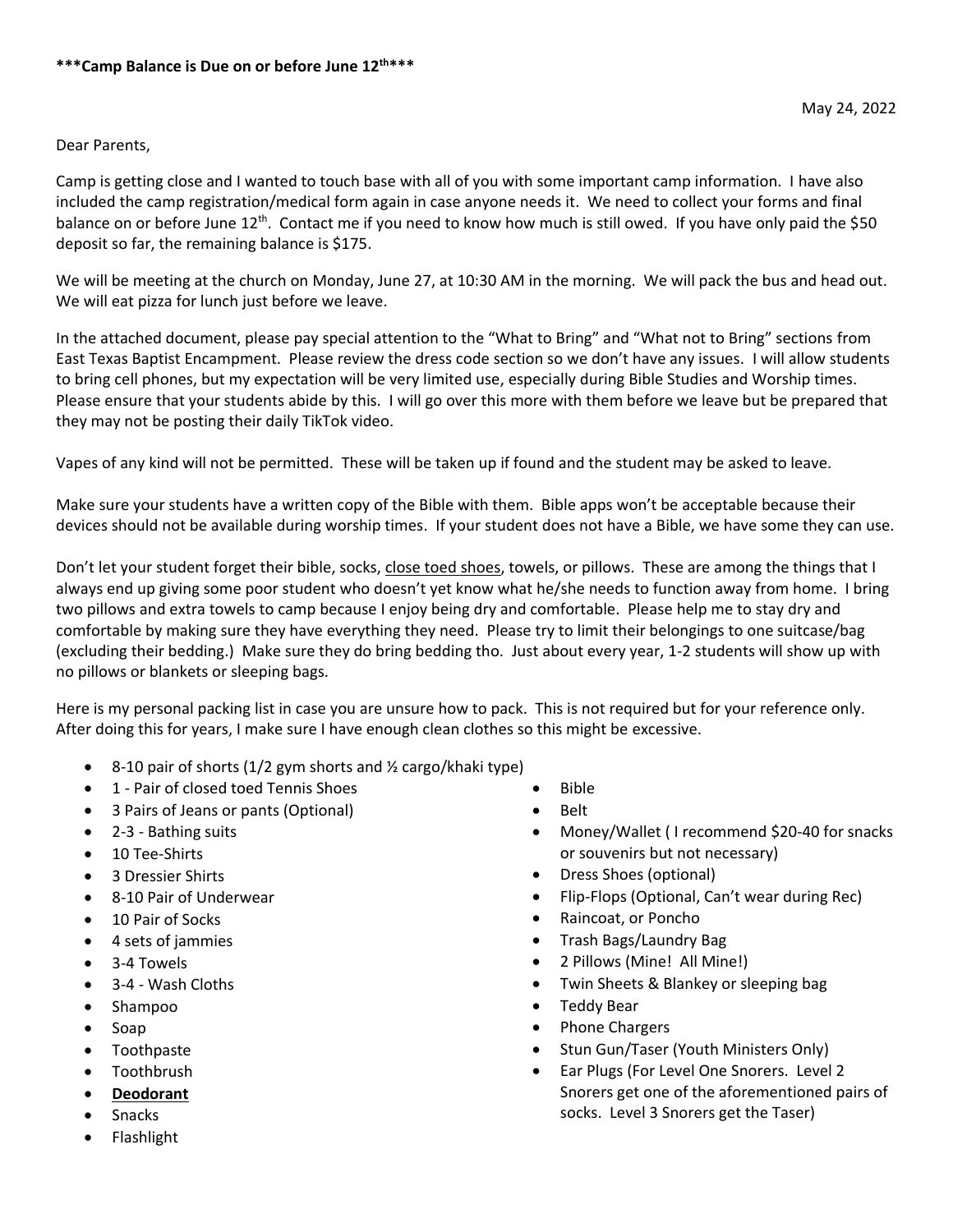**\*\*\*Camp Balance is Due on or before June 12th\*\*\***

May 24, 2022

Dear Parents,

Camp is getting close and I wanted to touch base with all of you with some important camp information. I have also included the camp registration/medical form again in case anyone needs it. We need to collect your forms and final balance on or before June 12th. Contact me if you need to know how much is still owed. If you have only paid the $50 deposit so far, the remaining balance is $175.

We will be meeting at the church on Monday, June 27, at 10:30 AM in the morning. We will pack the bus and head out. We will eat pizza for lunch just before we leave.

In the attached document, please pay special attention to the "What to Bring" and "What not to Bring" sections from East Texas Baptist Encampment. Please review the dress code section so we don't have any issues. I will allow students to bring cell phones, but my expectation will be very limited use, especially during Bible Studies and Worship times. Please ensure that your students abide by this. I will go over this more with them before we leave but be prepared that they may not be posting their daily TikTok video.

Vapes of any kind will not be permitted. These will be taken up if found and the student may be asked to leave.

Make sure your students have a written copy of the Bible with them. Bible apps won't be acceptable because their devices should not be available during worship times. If your student does not have a Bible, we have some they can use.

Don't let your student forget their bible, socks, <u>close toed shoes</u>, towels, or pillows. These are among the things that I always end up giving some poor student who doesn't yet know what he/she needs to function away from home. I bring two pillows and extra towels to camp because I enjoy being dry and comfortable. Please help me to stay dry and comfortable by making sure they have everything they need. Please try to limit their belongings to one suitcase/bag (excluding their bedding.) Make sure they do bring bedding tho. Just about every year, 1-2 students will show up with no pillows or blankets or sleeping bags.

Here is my personal packing list in case you are unsure how to pack. This is not required but for your reference only. After doing this for years, I make sure I have enough clean clothes so this might be excessive.

- 8-10 pair of shorts (1/2 gym shorts and ½ cargo/khaki type)
- 1 - Pair of closed toed Tennis Shoes
- 3 Pairs of Jeans or pants (Optional)
- 2-3 - Bathing suits
- 10 Tee-Shirts
- 3 Dressier Shirts
- 8-10 Pair of Underwear
- 10 Pair of Socks
- 4 sets of jammies
- 3-4 Towels
- 3-4 - Wash Cloths
- Shampoo
- Soap
- Toothpaste
- Toothbrush
- <u>**Deodorant**</u>
- Snacks
- Flashlight
- Bible
- Belt
- Money/Wallet ( I recommend $20-40 for snacks or souvenirs but not necessary)
- Dress Shoes (optional)
- Flip-Flops (Optional, Can't wear during Rec)
- Raincoat, or Poncho
- Trash Bags/Laundry Bag
- 2 Pillows (Mine! All Mine!)
- Twin Sheets & Blankey or sleeping bag
- Teddy Bear
- Phone Chargers
- Stun Gun/Taser (Youth Ministers Only)
- Ear Plugs (For Level One Snorers. Level 2 Snorers get one of the aforementioned pairs of socks. Level 3 Snorers get the Taser)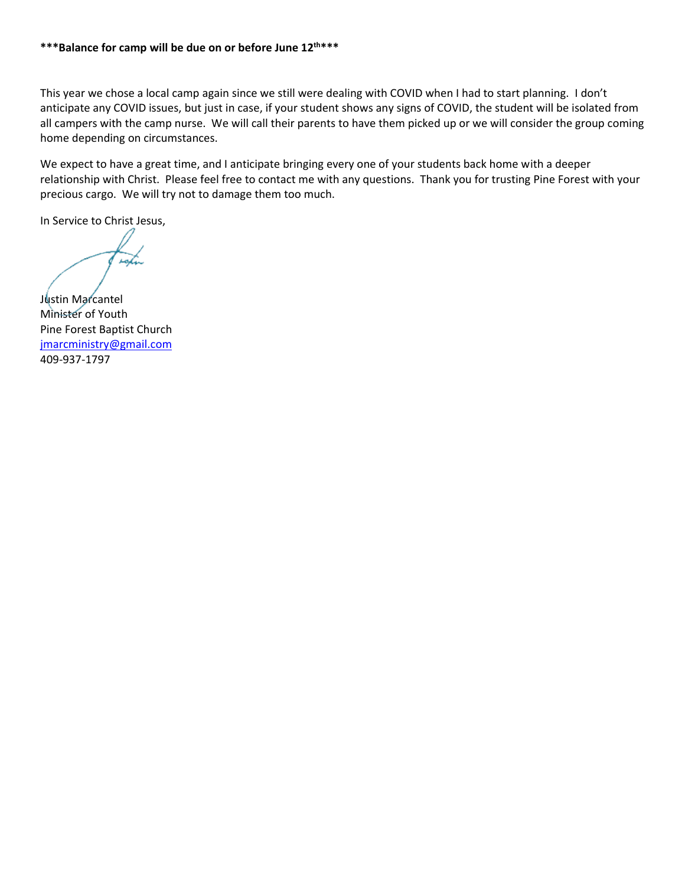**\*\*\*Balance for camp will be due on or before June 12th\*\*\***

This year we chose a local camp again since we still were dealing with COVID when I had to start planning. I don't anticipate any COVID issues, but just in case, if your student shows any signs of COVID, the student will be isolated from all campers with the camp nurse. We will call their parents to have them picked up or we will consider the group coming home depending on circumstances.

We expect to have a great time, and I anticipate bringing every one of your students back home with a deeper relationship with Christ. Please feel free to contact me with any questions. Thank you for trusting Pine Forest with your precious cargo. We will try not to damage them too much.

In Service to Christ Jesus,

Justin Marcantel
Minister of Youth
Pine Forest Baptist Church
jmarcministry@gmail.com
409-937-1797